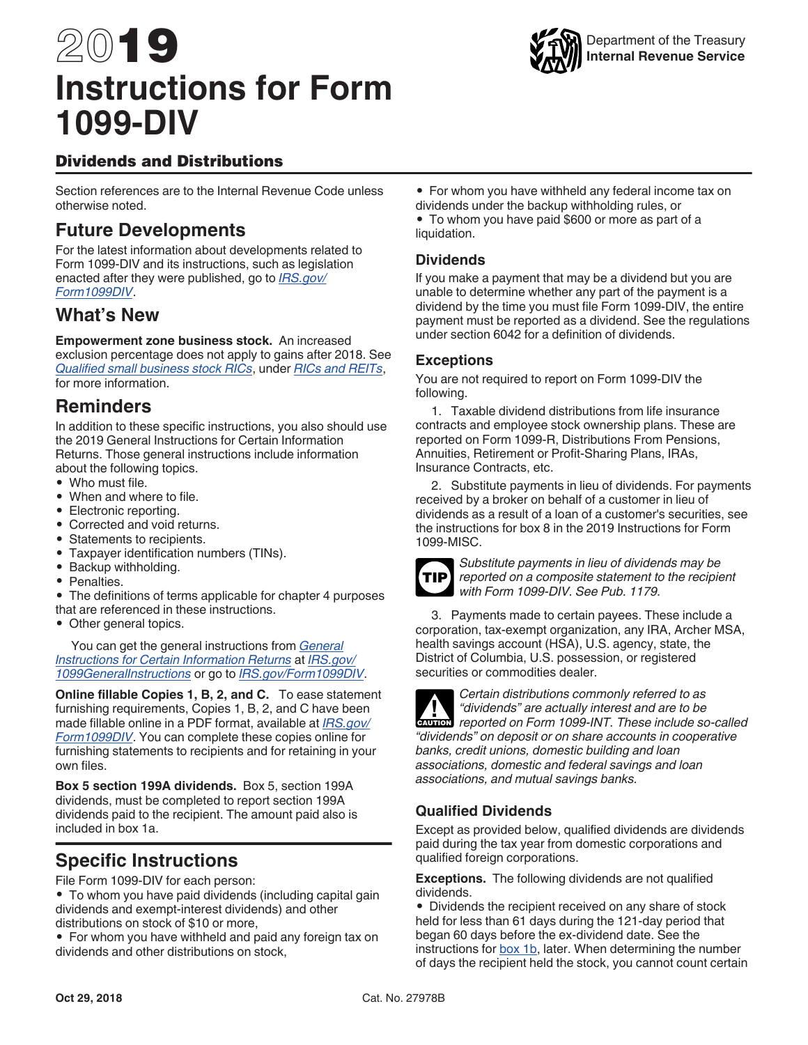# 2019 Instructions for Form 1099-DIV

Department of the Treasury
**Internal Revenue Service**

## Dividends and Distributions

Section references are to the Internal Revenue Code unless otherwise noted.

## Future Developments

For the latest information about developments related to Form 1099-DIV and its instructions, such as legislation enacted after they were published, go to *IRS.gov/Form1099DIV*.

## What's New

**Empowerment zone business stock.** An increased exclusion percentage does not apply to gains after 2018. See *Qualified small business stock RICs*, under *RICs and REITs*, for more information.

## Reminders

In addition to these specific instructions, you also should use the 2019 General Instructions for Certain Information Returns. Those general instructions include information about the following topics.

- Who must file.
- When and where to file.
- Electronic reporting.
- Corrected and void returns.
- Statements to recipients.
- Taxpayer identification numbers (TINs).
- Backup withholding.
- Penalties.
- The definitions of terms applicable for chapter 4 purposes that are referenced in these instructions.
- Other general topics.

You can get the general instructions from *General Instructions for Certain Information Returns* at *IRS.gov/1099GeneralInstructions* or go to *IRS.gov/Form1099DIV*.

**Online fillable Copies 1, B, 2, and C.** To ease statement furnishing requirements, Copies 1, B, 2, and C have been made fillable online in a PDF format, available at *IRS.gov/Form1099DIV*. You can complete these copies online for furnishing statements to recipients and for retaining in your own files.

**Box 5 section 199A dividends.** Box 5, section 199A dividends, must be completed to report section 199A dividends paid to the recipient. The amount paid also is included in box 1a.

## Specific Instructions

File Form 1099-DIV for each person:

- To whom you have paid dividends (including capital gain dividends and exempt-interest dividends) and other distributions on stock of $10 or more,
- For whom you have withheld and paid any foreign tax on dividends and other distributions on stock,
- For whom you have withheld any federal income tax on dividends under the backup withholding rules, or
- To whom you have paid $600 or more as part of a liquidation.

### Dividends

If you make a payment that may be a dividend but you are unable to determine whether any part of the payment is a dividend by the time you must file Form 1099-DIV, the entire payment must be reported as a dividend. See the regulations under section 6042 for a definition of dividends.

### Exceptions

You are not required to report on Form 1099-DIV the following.

1. Taxable dividend distributions from life insurance contracts and employee stock ownership plans. These are reported on Form 1099-R, Distributions From Pensions, Annuities, Retirement or Profit-Sharing Plans, IRAs, Insurance Contracts, etc.

2. Substitute payments in lieu of dividends. For payments received by a broker on behalf of a customer in lieu of dividends as a result of a loan of a customer's securities, see the instructions for box 8 in the 2019 Instructions for Form 1099-MISC.

**TIP** *Substitute payments in lieu of dividends may be reported on a composite statement to the recipient with Form 1099-DIV. See Pub. 1179.*

3. Payments made to certain payees. These include a corporation, tax-exempt organization, any IRA, Archer MSA, health savings account (HSA), U.S. agency, state, the District of Columbia, U.S. possession, or registered securities or commodities dealer.

**CAUTION** *Certain distributions commonly referred to as "dividends" are actually interest and are to be reported on Form 1099-INT. These include so-called "dividends" on deposit or on share accounts in cooperative banks, credit unions, domestic building and loan associations, domestic and federal savings and loan associations, and mutual savings banks.*

### Qualified Dividends

Except as provided below, qualified dividends are dividends paid during the tax year from domestic corporations and qualified foreign corporations.

**Exceptions.** The following dividends are not qualified dividends.

- Dividends the recipient received on any share of stock held for less than 61 days during the 121-day period that began 60 days before the ex-dividend date. See the instructions for box 1b, later. When determining the number of days the recipient held the stock, you cannot count certain

Oct 29, 2018 Cat. No. 27978B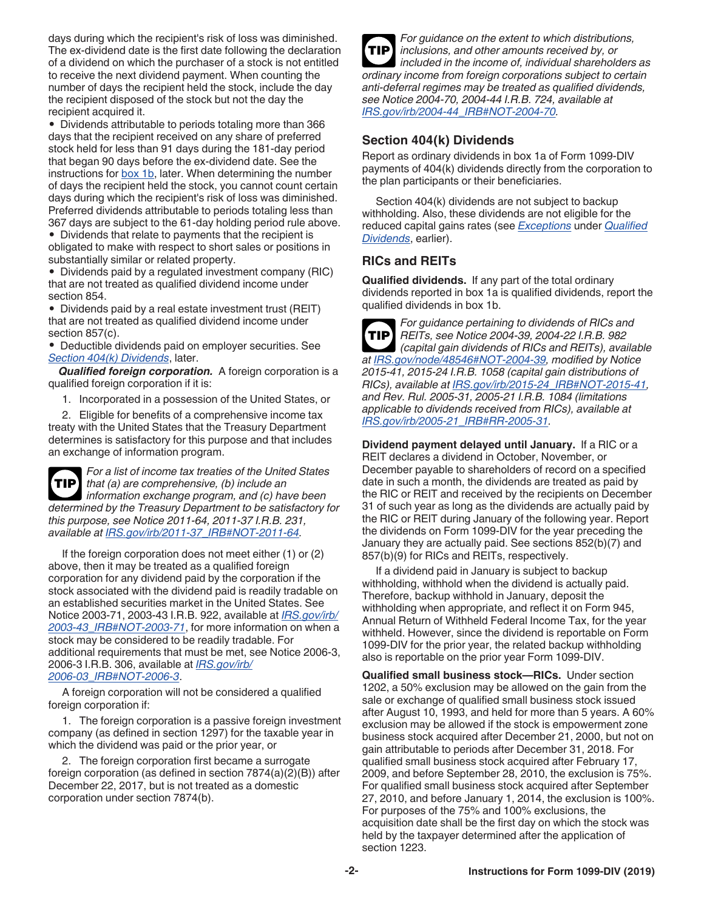days during which the recipient's risk of loss was diminished. The ex-dividend date is the first date following the declaration of a dividend on which the purchaser of a stock is not entitled to receive the next dividend payment. When counting the number of days the recipient held the stock, include the day the recipient disposed of the stock but not the day the recipient acquired it.

- Dividends attributable to periods totaling more than 366 days that the recipient received on any share of preferred stock held for less than 91 days during the 181-day period that began 90 days before the ex-dividend date. See the instructions for box 1b, later. When determining the number of days the recipient held the stock, you cannot count certain days during which the recipient's risk of loss was diminished. Preferred dividends attributable to periods totaling less than 367 days are subject to the 61-day holding period rule above.
- Dividends that relate to payments that the recipient is obligated to make with respect to short sales or positions in substantially similar or related property.
- Dividends paid by a regulated investment company (RIC) that are not treated as qualified dividend income under section 854.
- Dividends paid by a real estate investment trust (REIT) that are not treated as qualified dividend income under section 857(c).
- Deductible dividends paid on employer securities. See *Section 404(k) Dividends*, later.

***Qualified foreign corporation.*** A foreign corporation is a qualified foreign corporation if it is:

1. Incorporated in a possession of the United States, or
2. Eligible for benefits of a comprehensive income tax treaty with the United States that the Treasury Department determines is satisfactory for this purpose and that includes an exchange of information program.

**TIP** *For a list of income tax treaties of the United States that (a) are comprehensive, (b) include an information exchange program, and (c) have been determined by the Treasury Department to be satisfactory for this purpose, see Notice 2011-64, 2011-37 I.R.B. 231, available at IRS.gov/irb/2011-37_IRB#NOT-2011-64.*

If the foreign corporation does not meet either (1) or (2) above, then it may be treated as a qualified foreign corporation for any dividend paid by the corporation if the stock associated with the dividend paid is readily tradable on an established securities market in the United States. See Notice 2003-71, 2003-43 I.R.B. 922, available at *IRS.gov/irb/2003-43_IRB#NOT-2003-71*, for more information on when a stock may be considered to be readily tradable. For additional requirements that must be met, see Notice 2006-3, 2006-3 I.R.B. 306, available at *IRS.gov/irb/2006-03_IRB#NOT-2006-3*.

A foreign corporation will not be considered a qualified foreign corporation if:

1. The foreign corporation is a passive foreign investment company (as defined in section 1297) for the taxable year in which the dividend was paid or the prior year, or
2. The foreign corporation first became a surrogate foreign corporation (as defined in section 7874(a)(2)(B)) after December 22, 2017, but is not treated as a domestic corporation under section 7874(b).

**TIP** *For guidance on the extent to which distributions, inclusions, and other amounts received by, or included in the income of, individual shareholders as ordinary income from foreign corporations subject to certain anti-deferral regimes may be treated as qualified dividends, see Notice 2004-70, 2004-44 I.R.B. 724, available at IRS.gov/irb/2004-44_IRB#NOT-2004-70.*

## Section 404(k) Dividends

Report as ordinary dividends in box 1a of Form 1099-DIV payments of 404(k) dividends directly from the corporation to the plan participants or their beneficiaries.

Section 404(k) dividends are not subject to backup withholding. Also, these dividends are not eligible for the reduced capital gains rates (see *Exceptions* under *Qualified Dividends*, earlier).

## RICs and REITs

**Qualified dividends.** If any part of the total ordinary dividends reported in box 1a is qualified dividends, report the qualified dividends in box 1b.

**TIP** *For guidance pertaining to dividends of RICs and REITs, see Notice 2004-39, 2004-22 I.R.B. 982 (capital gain dividends of RICs and REITs), available at IRS.gov/node/48546#NOT-2004-39, modified by Notice 2015-41, 2015-24 I.R.B. 1058 (capital gain distributions of RICs), available at IRS.gov/irb/2015-24_IRB#NOT-2015-41, and Rev. Rul. 2005-31, 2005-21 I.R.B. 1084 (limitations applicable to dividends received from RICs), available at IRS.gov/irb/2005-21_IRB#RR-2005-31.*

**Dividend payment delayed until January.** If a RIC or a REIT declares a dividend in October, November, or December payable to shareholders of record on a specified date in such a month, the dividends are treated as paid by the RIC or REIT and received by the recipients on December 31 of such year as long as the dividends are actually paid by the RIC or REIT during January of the following year. Report the dividends on Form 1099-DIV for the year preceding the January they are actually paid. See sections 852(b)(7) and 857(b)(9) for RICs and REITs, respectively.

If a dividend paid in January is subject to backup withholding, withhold when the dividend is actually paid. Therefore, backup withhold in January, deposit the withholding when appropriate, and reflect it on Form 945, Annual Return of Withheld Federal Income Tax, for the year withheld. However, since the dividend is reportable on Form 1099-DIV for the prior year, the related backup withholding also is reportable on the prior year Form 1099-DIV.

**Qualified small business stock—RICs.** Under section 1202, a 50% exclusion may be allowed on the gain from the sale or exchange of qualified small business stock issued after August 10, 1993, and held for more than 5 years. A 60% exclusion may be allowed if the stock is empowerment zone business stock acquired after December 21, 2000, but not on gain attributable to periods after December 31, 2018. For qualified small business stock acquired after February 17, 2009, and before September 28, 2010, the exclusion is 75%. For qualified small business stock acquired after September 27, 2010, and before January 1, 2014, the exclusion is 100%. For purposes of the 75% and 100% exclusions, the acquisition date shall be the first day on which the stock was held by the taxpayer determined after the application of section 1223.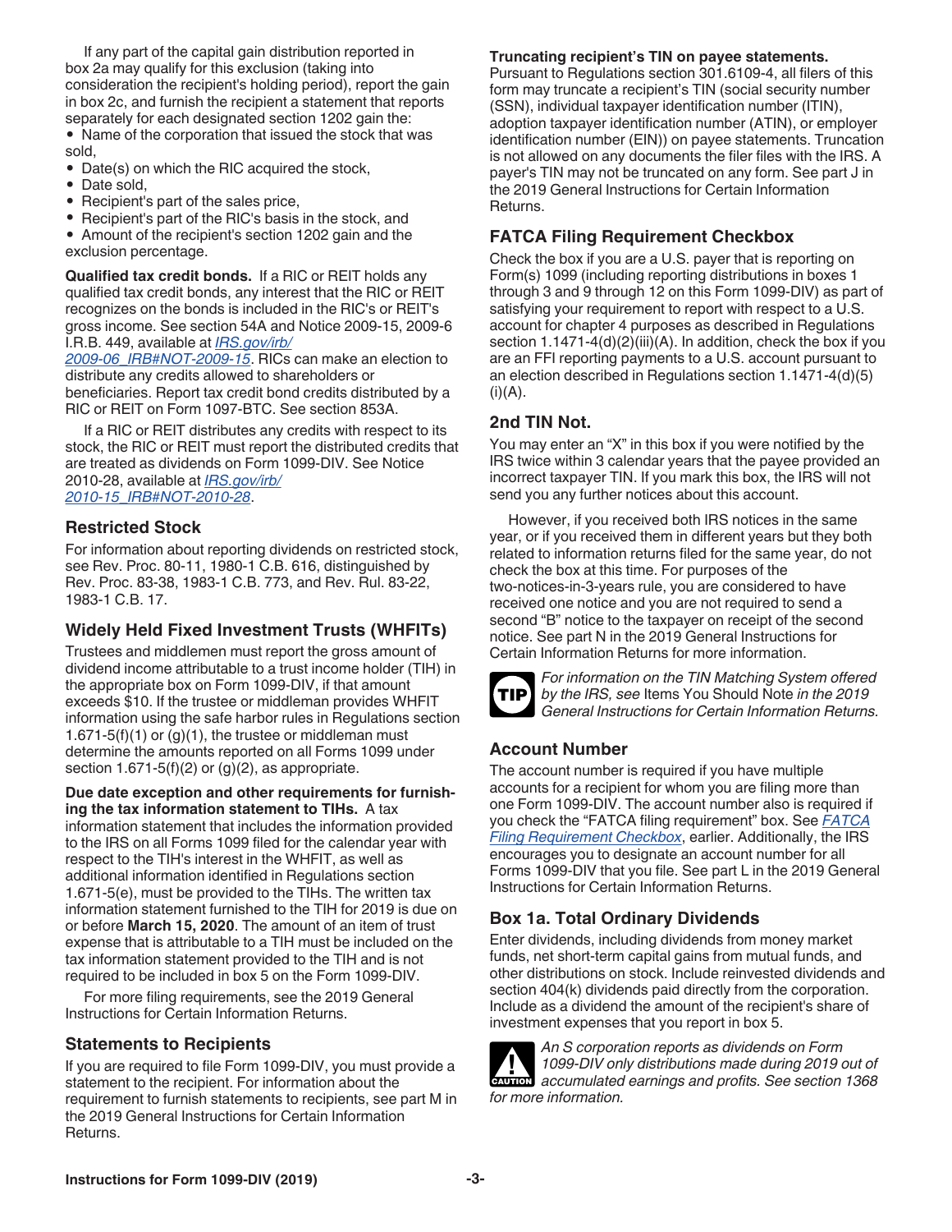If any part of the capital gain distribution reported in box 2a may qualify for this exclusion (taking into consideration the recipient's holding period), report the gain in box 2c, and furnish the recipient a statement that reports separately for each designated section 1202 gain the:

- Name of the corporation that issued the stock that was sold,
- Date(s) on which the RIC acquired the stock,
- Date sold,
- Recipient's part of the sales price,
- Recipient's part of the RIC's basis in the stock, and
- Amount of the recipient's section 1202 gain and the exclusion percentage.

**Qualified tax credit bonds.** If a RIC or REIT holds any qualified tax credit bonds, any interest that the RIC or REIT recognizes on the bonds is included in the RIC's or REIT's gross income. See section 54A and Notice 2009-15, 2009-6 I.R.B. 449, available at *IRS.gov/irb/2009-06_IRB#NOT-2009-15*. RICs can make an election to distribute any credits allowed to shareholders or beneficiaries. Report tax credit bond credits distributed by a RIC or REIT on Form 1097-BTC. See section 853A.

If a RIC or REIT distributes any credits with respect to its stock, the RIC or REIT must report the distributed credits that are treated as dividends on Form 1099-DIV. See Notice 2010-28, available at *IRS.gov/irb/2010-15_IRB#NOT-2010-28*.

## Restricted Stock

For information about reporting dividends on restricted stock, see Rev. Proc. 80-11, 1980-1 C.B. 616, distinguished by Rev. Proc. 83-38, 1983-1 C.B. 773, and Rev. Rul. 83-22, 1983-1 C.B. 17.

## Widely Held Fixed Investment Trusts (WHFITs)

Trustees and middlemen must report the gross amount of dividend income attributable to a trust income holder (TIH) in the appropriate box on Form 1099-DIV, if that amount exceeds $10. If the trustee or middleman provides WHFIT information using the safe harbor rules in Regulations section 1.671-5(f)(1) or (g)(1), the trustee or middleman must determine the amounts reported on all Forms 1099 under section 1.671-5(f)(2) or (g)(2), as appropriate.

**Due date exception and other requirements for furnishing the tax information statement to TIHs.** A tax information statement that includes the information provided to the IRS on all Forms 1099 filed for the calendar year with respect to the TIH's interest in the WHFIT, as well as additional information identified in Regulations section 1.671-5(e), must be provided to the TIHs. The written tax information statement furnished to the TIH for 2019 is due on or before **March 15, 2020**. The amount of an item of trust expense that is attributable to a TIH must be included on the tax information statement provided to the TIH and is not required to be included in box 5 on the Form 1099-DIV.

For more filing requirements, see the 2019 General Instructions for Certain Information Returns.

## Statements to Recipients

If you are required to file Form 1099-DIV, you must provide a statement to the recipient. For information about the requirement to furnish statements to recipients, see part M in the 2019 General Instructions for Certain Information Returns.

**Truncating recipient's TIN on payee statements.** Pursuant to Regulations section 301.6109-4, all filers of this form may truncate a recipient's TIN (social security number (SSN), individual taxpayer identification number (ITIN), adoption taxpayer identification number (ATIN), or employer identification number (EIN)) on payee statements. Truncation is not allowed on any documents the filer files with the IRS. A payer's TIN may not be truncated on any form. See part J in the 2019 General Instructions for Certain Information Returns.

## FATCA Filing Requirement Checkbox

Check the box if you are a U.S. payer that is reporting on Form(s) 1099 (including reporting distributions in boxes 1 through 3 and 9 through 12 on this Form 1099-DIV) as part of satisfying your requirement to report with respect to a U.S. account for chapter 4 purposes as described in Regulations section 1.1471-4(d)(2)(iii)(A). In addition, check the box if you are an FFI reporting payments to a U.S. account pursuant to an election described in Regulations section 1.1471-4(d)(5)(i)(A).

## 2nd TIN Not.

You may enter an "X" in this box if you were notified by the IRS twice within 3 calendar years that the payee provided an incorrect taxpayer TIN. If you mark this box, the IRS will not send you any further notices about this account.

However, if you received both IRS notices in the same year, or if you received them in different years but they both related to information returns filed for the same year, do not check the box at this time. For purposes of the two-notices-in-3-years rule, you are considered to have received one notice and you are not required to send a second "B" notice to the taxpayer on receipt of the second notice. See part N in the 2019 General Instructions for Certain Information Returns for more information.

**TIP** *For information on the TIN Matching System offered by the IRS, see* Items You Should Note *in the 2019 General Instructions for Certain Information Returns.*

## Account Number

The account number is required if you have multiple accounts for a recipient for whom you are filing more than one Form 1099-DIV. The account number also is required if you check the "FATCA filing requirement" box. See *FATCA Filing Requirement Checkbox*, earlier. Additionally, the IRS encourages you to designate an account number for all Forms 1099-DIV that you file. See part L in the 2019 General Instructions for Certain Information Returns.

## Box 1a. Total Ordinary Dividends

Enter dividends, including dividends from money market funds, net short-term capital gains from mutual funds, and other distributions on stock. Include reinvested dividends and section 404(k) dividends paid directly from the corporation. Include as a dividend the amount of the recipient's share of investment expenses that you report in box 5.

**CAUTION** *An S corporation reports as dividends on Form 1099-DIV only distributions made during 2019 out of accumulated earnings and profits. See section 1368 for more information.*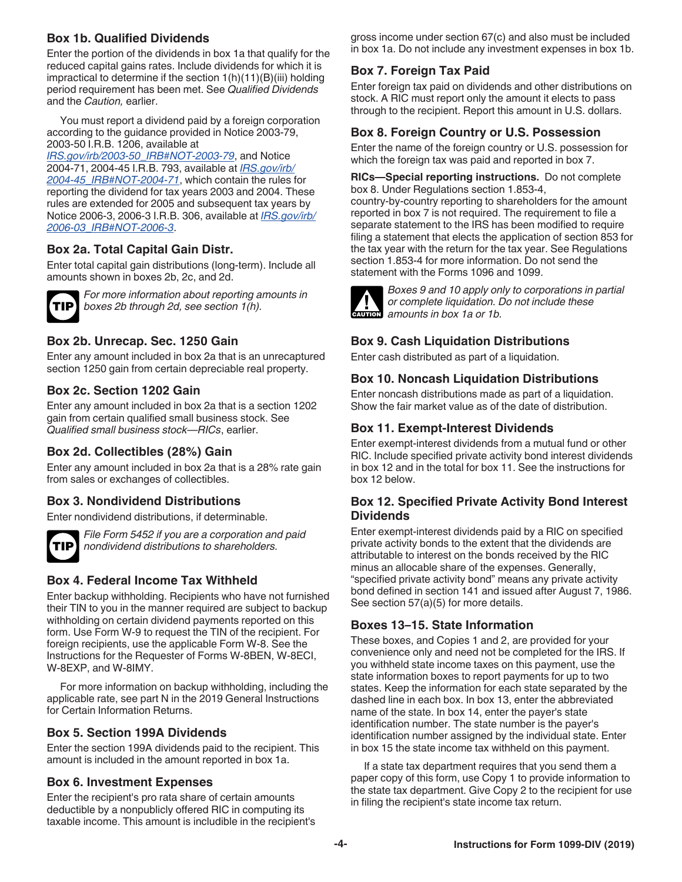### Box 1b. Qualified Dividends

Enter the portion of the dividends in box 1a that qualify for the reduced capital gains rates. Include dividends for which it is impractical to determine if the section 1(h)(11)(B)(iii) holding period requirement has been met. See *Qualified Dividends* and the *Caution,* earlier.

You must report a dividend paid by a foreign corporation according to the guidance provided in Notice 2003-79, 2003-50 I.R.B. 1206, available at *IRS.gov/irb/2003-50_IRB#NOT-2003-79*, and Notice 2004-71, 2004-45 I.R.B. 793, available at *IRS.gov/irb/2004-45_IRB#NOT-2004-71*, which contain the rules for reporting the dividend for tax years 2003 and 2004. These rules are extended for 2005 and subsequent tax years by Notice 2006-3, 2006-3 I.R.B. 306, available at *IRS.gov/irb/2006-03_IRB#NOT-2006-3*.

### Box 2a. Total Capital Gain Distr.

Enter total capital gain distributions (long-term). Include all amounts shown in boxes 2b, 2c, and 2d.

**TIP** *For more information about reporting amounts in boxes 2b through 2d, see section 1(h).*

### Box 2b. Unrecap. Sec. 1250 Gain

Enter any amount included in box 2a that is an unrecaptured section 1250 gain from certain depreciable real property.

### Box 2c. Section 1202 Gain

Enter any amount included in box 2a that is a section 1202 gain from certain qualified small business stock. See *Qualified small business stock—RICs*, earlier.

### Box 2d. Collectibles (28%) Gain

Enter any amount included in box 2a that is a 28% rate gain from sales or exchanges of collectibles.

### Box 3. Nondividend Distributions

Enter nondividend distributions, if determinable.

**TIP** *File Form 5452 if you are a corporation and paid nondividend distributions to shareholders.*

### Box 4. Federal Income Tax Withheld

Enter backup withholding. Recipients who have not furnished their TIN to you in the manner required are subject to backup withholding on certain dividend payments reported on this form. Use Form W-9 to request the TIN of the recipient. For foreign recipients, use the applicable Form W-8. See the Instructions for the Requester of Forms W-8BEN, W-8ECI, W-8EXP, and W-8IMY.

For more information on backup withholding, including the applicable rate, see part N in the 2019 General Instructions for Certain Information Returns.

### Box 5. Section 199A Dividends

Enter the section 199A dividends paid to the recipient. This amount is included in the amount reported in box 1a.

### Box 6. Investment Expenses

Enter the recipient's pro rata share of certain amounts deductible by a nonpublicly offered RIC in computing its taxable income. This amount is includible in the recipient's gross income under section 67(c) and also must be included in box 1a. Do not include any investment expenses in box 1b.

### Box 7. Foreign Tax Paid

Enter foreign tax paid on dividends and other distributions on stock. A RIC must report only the amount it elects to pass through to the recipient. Report this amount in U.S. dollars.

### Box 8. Foreign Country or U.S. Possession

Enter the name of the foreign country or U.S. possession for which the foreign tax was paid and reported in box 7.

**RICs—Special reporting instructions.** Do not complete box 8. Under Regulations section 1.853-4, country-by-country reporting to shareholders for the amount reported in box 7 is not required. The requirement to file a separate statement to the IRS has been modified to require filing a statement that elects the application of section 853 for the tax year with the return for the tax year. See Regulations section 1.853-4 for more information. Do not send the statement with the Forms 1096 and 1099.

**CAUTION** *Boxes 9 and 10 apply only to corporations in partial or complete liquidation. Do not include these amounts in box 1a or 1b.*

### Box 9. Cash Liquidation Distributions

Enter cash distributed as part of a liquidation.

### Box 10. Noncash Liquidation Distributions

Enter noncash distributions made as part of a liquidation. Show the fair market value as of the date of distribution.

### Box 11. Exempt-Interest Dividends

Enter exempt-interest dividends from a mutual fund or other RIC. Include specified private activity bond interest dividends in box 12 and in the total for box 11. See the instructions for box 12 below.

### Box 12. Specified Private Activity Bond Interest Dividends

Enter exempt-interest dividends paid by a RIC on specified private activity bonds to the extent that the dividends are attributable to interest on the bonds received by the RIC minus an allocable share of the expenses. Generally, "specified private activity bond" means any private activity bond defined in section 141 and issued after August 7, 1986. See section 57(a)(5) for more details.

### Boxes 13–15. State Information

These boxes, and Copies 1 and 2, are provided for your convenience only and need not be completed for the IRS. If you withheld state income taxes on this payment, use the state information boxes to report payments for up to two states. Keep the information for each state separated by the dashed line in each box. In box 13, enter the abbreviated name of the state. In box 14, enter the payer's state identification number. The state number is the payer's identification number assigned by the individual state. Enter in box 15 the state income tax withheld on this payment.

If a state tax department requires that you send them a paper copy of this form, use Copy 1 to provide information to the state tax department. Give Copy 2 to the recipient for use in filing the recipient's state income tax return.